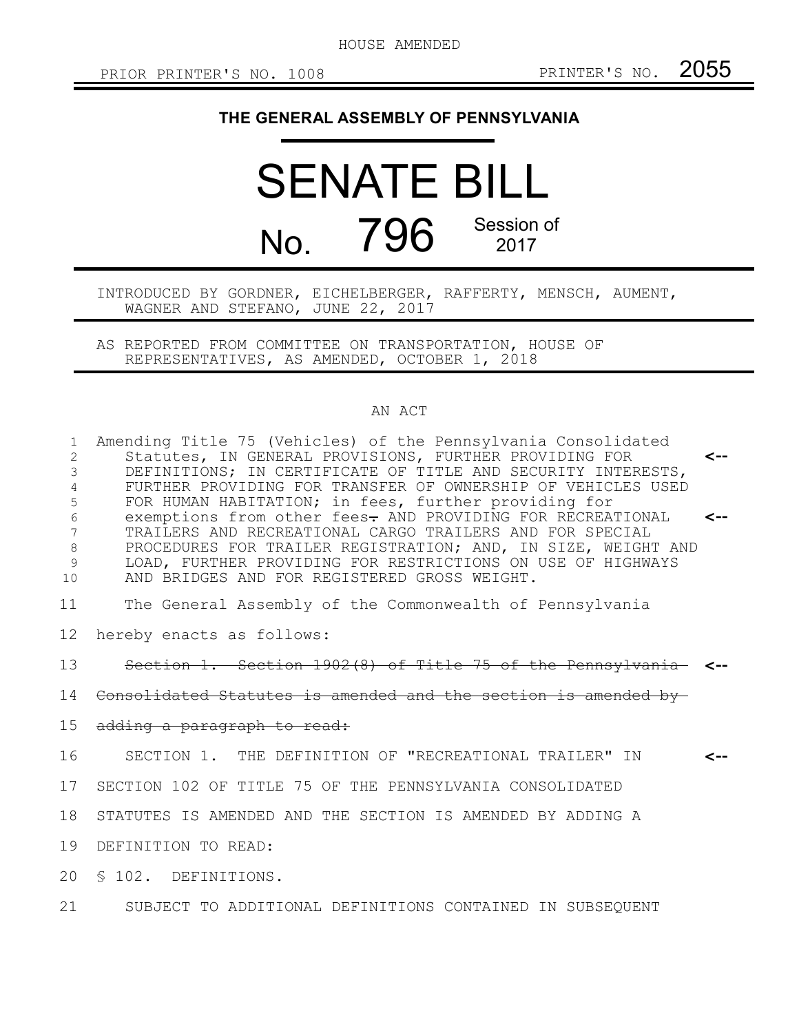HOUSE AMENDED

PRIOR PRINTER'S NO. 1008 PRINTER'S NO. 2055

# THE GENERAL ASSEMBLY OF PENNSYLVANIA

# SENATE BILL

## No. 796 Session of 2017

INTRODUCED BY GORDNER, EICHELBERGER, RAFFERTY, MENSCH, AUMENT, WAGNER AND STEFANO, JUNE 22, 2017

AS REPORTED FROM COMMITTEE ON TRANSPORTATION, HOUSE OF REPRESENTATIVES, AS AMENDED, OCTOBER 1, 2018

AN ACT

Amending Title 75 (Vehicles) of the Pennsylvania Consolidated Statutes, IN GENERAL PROVISIONS, FURTHER PROVIDING FOR DEFINITIONS; IN CERTIFICATE OF TITLE AND SECURITY INTERESTS, FURTHER PROVIDING FOR TRANSFER OF OWNERSHIP OF VEHICLES USED FOR HUMAN HABITATION; in fees, further providing for exemptions from other fees~~.~~ AND PROVIDING FOR RECREATIONAL TRAILERS AND RECREATIONAL CARGO TRAILERS AND FOR SPECIAL PROCEDURES FOR TRAILER REGISTRATION; AND, IN SIZE, WEIGHT AND LOAD, FURTHER PROVIDING FOR RESTRICTIONS ON USE OF HIGHWAYS AND BRIDGES AND FOR REGISTERED GROSS WEIGHT.

The General Assembly of the Commonwealth of Pennsylvania hereby enacts as follows:

~~Section 1. Section 1902(8) of Title 75 of the Pennsylvania Consolidated Statutes is amended and the section is amended by adding a paragraph to read:~~

SECTION 1. THE DEFINITION OF "RECREATIONAL TRAILER" IN SECTION 102 OF TITLE 75 OF THE PENNSYLVANIA CONSOLIDATED STATUTES IS AMENDED AND THE SECTION IS AMENDED BY ADDING A DEFINITION TO READ:

§ 102. DEFINITIONS.

SUBJECT TO ADDITIONAL DEFINITIONS CONTAINED IN SUBSEQUENT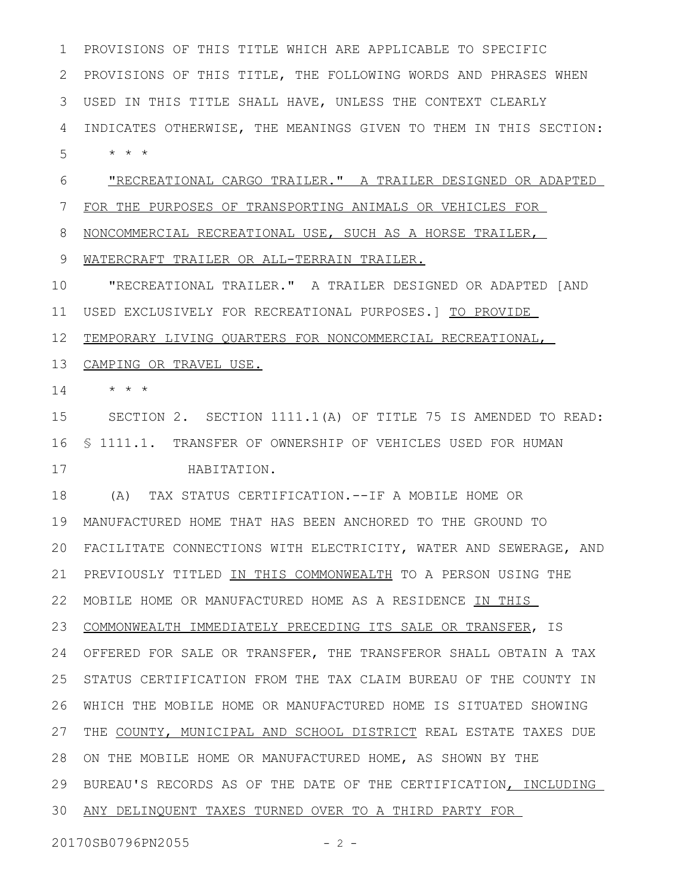PROVISIONS OF THIS TITLE WHICH ARE APPLICABLE TO SPECIFIC PROVISIONS OF THIS TITLE, THE FOLLOWING WORDS AND PHRASES WHEN USED IN THIS TITLE SHALL HAVE, UNLESS THE CONTEXT CLEARLY INDICATES OTHERWISE, THE MEANINGS GIVEN TO THEM IN THIS SECTION:

* * *

<u>"RECREATIONAL CARGO TRAILER." A TRAILER DESIGNED OR ADAPTED FOR THE PURPOSES OF TRANSPORTING ANIMALS OR VEHICLES FOR NONCOMMERCIAL RECREATIONAL USE, SUCH AS A HORSE TRAILER, WATERCRAFT TRAILER OR ALL-TERRAIN TRAILER.</u>

"RECREATIONAL TRAILER." A TRAILER DESIGNED OR ADAPTED [AND USED EXCLUSIVELY FOR RECREATIONAL PURPOSES.] <u>TO PROVIDE TEMPORARY LIVING QUARTERS FOR NONCOMMERCIAL RECREATIONAL, CAMPING OR TRAVEL USE.</u>

* * *

SECTION 2. SECTION 1111.1(A) OF TITLE 75 IS AMENDED TO READ:

§ 1111.1. TRANSFER OF OWNERSHIP OF VEHICLES USED FOR HUMAN HABITATION.

(A) TAX STATUS CERTIFICATION.--IF A MOBILE HOME OR MANUFACTURED HOME THAT HAS BEEN ANCHORED TO THE GROUND TO FACILITATE CONNECTIONS WITH ELECTRICITY, WATER AND SEWERAGE, AND PREVIOUSLY TITLED <u>IN THIS COMMONWEALTH</u> TO A PERSON USING THE MOBILE HOME OR MANUFACTURED HOME AS A RESIDENCE <u>IN THIS COMMONWEALTH IMMEDIATELY PRECEDING ITS SALE OR TRANSFER</u>, IS OFFERED FOR SALE OR TRANSFER, THE TRANSFEROR SHALL OBTAIN A TAX STATUS CERTIFICATION FROM THE TAX CLAIM BUREAU OF THE COUNTY IN WHICH THE MOBILE HOME OR MANUFACTURED HOME IS SITUATED SHOWING THE <u>COUNTY, MUNICIPAL AND SCHOOL DISTRICT</u> REAL ESTATE TAXES DUE ON THE MOBILE HOME OR MANUFACTURED HOME, AS SHOWN BY THE BUREAU'S RECORDS AS OF THE DATE OF THE CERTIFICATION<u>, INCLUDING ANY DELINQUENT TAXES TURNED OVER TO A THIRD PARTY FOR</u>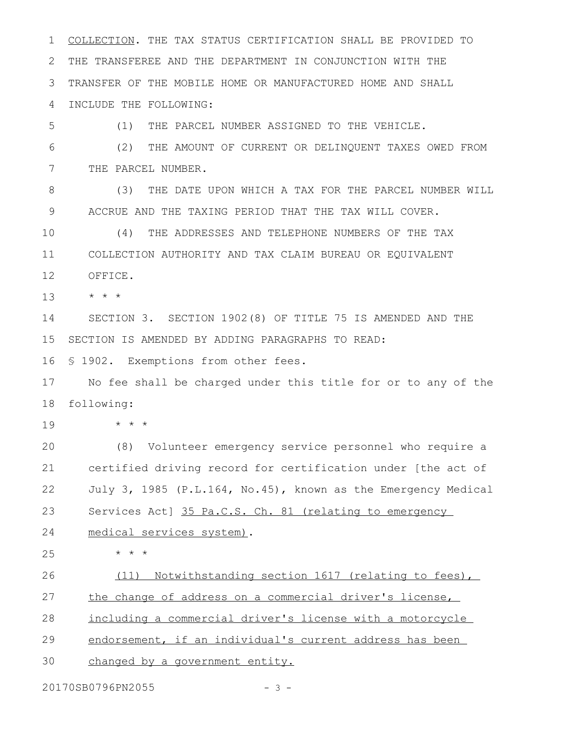COLLECTION. THE TAX STATUS CERTIFICATION SHALL BE PROVIDED TO THE TRANSFEREE AND THE DEPARTMENT IN CONJUNCTION WITH THE TRANSFER OF THE MOBILE HOME OR MANUFACTURED HOME AND SHALL INCLUDE THE FOLLOWING:

(1) THE PARCEL NUMBER ASSIGNED TO THE VEHICLE.

(2) THE AMOUNT OF CURRENT OR DELINQUENT TAXES OWED FROM THE PARCEL NUMBER.

(3) THE DATE UPON WHICH A TAX FOR THE PARCEL NUMBER WILL ACCRUE AND THE TAXING PERIOD THAT THE TAX WILL COVER.

(4) THE ADDRESSES AND TELEPHONE NUMBERS OF THE TAX COLLECTION AUTHORITY AND TAX CLAIM BUREAU OR EQUIVALENT OFFICE.

\* \* \*

SECTION 3. SECTION 1902(8) OF TITLE 75 IS AMENDED AND THE SECTION IS AMENDED BY ADDING PARAGRAPHS TO READ:

§ 1902. Exemptions from other fees.

No fee shall be charged under this title for or to any of the following:

\* \* \*

(8) Volunteer emergency service personnel who require a certified driving record for certification under [the act of July 3, 1985 (P.L.164, No.45), known as the Emergency Medical Services Act] <u>35 Pa.C.S. Ch. 81 (relating to emergency medical services system)</u>.

\* \* \*

<u>(11) Notwithstanding section 1617 (relating to fees), the change of address on a commercial driver's license, including a commercial driver's license with a motorcycle endorsement, if an individual's current address has been changed by a government entity.</u>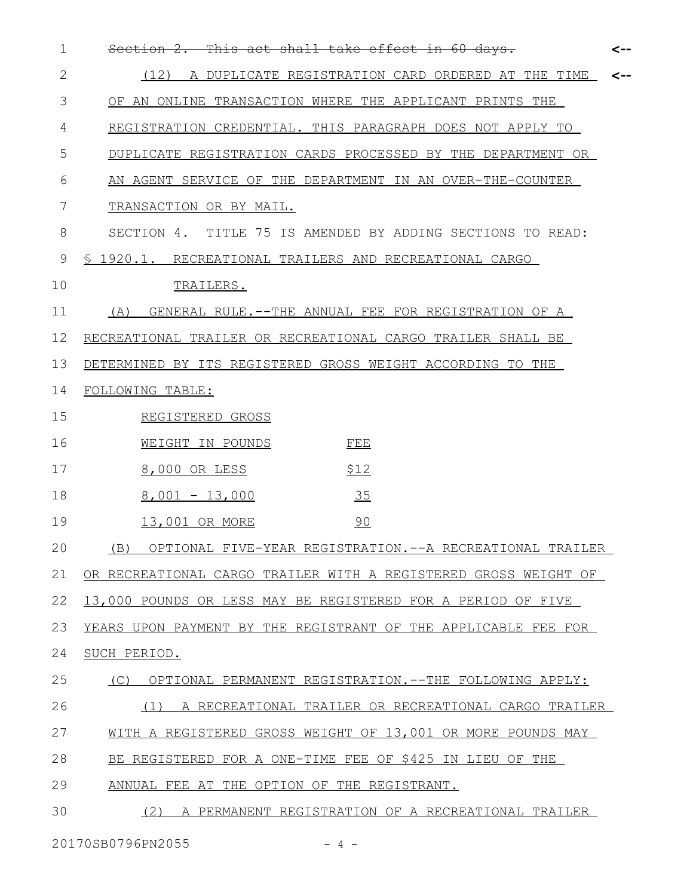~~Section 2. This act shall take effect in 60 days.~~

(12) A DUPLICATE REGISTRATION CARD ORDERED AT THE TIME OF AN ONLINE TRANSACTION WHERE THE APPLICANT PRINTS THE REGISTRATION CREDENTIAL. THIS PARAGRAPH DOES NOT APPLY TO DUPLICATE REGISTRATION CARDS PROCESSED BY THE DEPARTMENT OR AN AGENT SERVICE OF THE DEPARTMENT IN AN OVER-THE-COUNTER TRANSACTION OR BY MAIL.

SECTION 4. TITLE 75 IS AMENDED BY ADDING SECTIONS TO READ:

§ 1920.1. RECREATIONAL TRAILERS AND RECREATIONAL CARGO TRAILERS.

(A) GENERAL RULE.--THE ANNUAL FEE FOR REGISTRATION OF A RECREATIONAL TRAILER OR RECREATIONAL CARGO TRAILER SHALL BE DETERMINED BY ITS REGISTERED GROSS WEIGHT ACCORDING TO THE FOLLOWING TABLE:

| REGISTERED GROSS WEIGHT IN POUNDS | FEE |
|---|---|
| 8,000 OR LESS | $12 |
| 8,001 - 13,000 | 35 |
| 13,001 OR MORE | 90 |

(B) OPTIONAL FIVE-YEAR REGISTRATION.--A RECREATIONAL TRAILER OR RECREATIONAL CARGO TRAILER WITH A REGISTERED GROSS WEIGHT OF 13,000 POUNDS OR LESS MAY BE REGISTERED FOR A PERIOD OF FIVE YEARS UPON PAYMENT BY THE REGISTRANT OF THE APPLICABLE FEE FOR SUCH PERIOD.

(C) OPTIONAL PERMANENT REGISTRATION.--THE FOLLOWING APPLY:

(1) A RECREATIONAL TRAILER OR RECREATIONAL CARGO TRAILER WITH A REGISTERED GROSS WEIGHT OF 13,001 OR MORE POUNDS MAY BE REGISTERED FOR A ONE-TIME FEE OF $425 IN LIEU OF THE ANNUAL FEE AT THE OPTION OF THE REGISTRANT.

(2) A PERMANENT REGISTRATION OF A RECREATIONAL TRAILER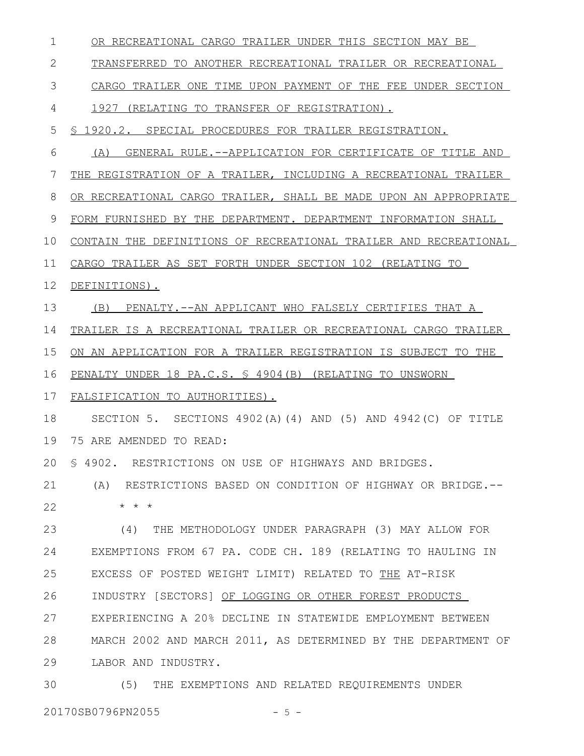OR RECREATIONAL CARGO TRAILER UNDER THIS SECTION MAY BE TRANSFERRED TO ANOTHER RECREATIONAL TRAILER OR RECREATIONAL CARGO TRAILER ONE TIME UPON PAYMENT OF THE FEE UNDER SECTION 1927 (RELATING TO TRANSFER OF REGISTRATION).

§ 1920.2. SPECIAL PROCEDURES FOR TRAILER REGISTRATION.

(A) GENERAL RULE.--APPLICATION FOR CERTIFICATE OF TITLE AND THE REGISTRATION OF A TRAILER, INCLUDING A RECREATIONAL TRAILER OR RECREATIONAL CARGO TRAILER, SHALL BE MADE UPON AN APPROPRIATE FORM FURNISHED BY THE DEPARTMENT. DEPARTMENT INFORMATION SHALL CONTAIN THE DEFINITIONS OF RECREATIONAL TRAILER AND RECREATIONAL CARGO TRAILER AS SET FORTH UNDER SECTION 102 (RELATING TO DEFINITIONS).

(B) PENALTY.--AN APPLICANT WHO FALSELY CERTIFIES THAT A TRAILER IS A RECREATIONAL TRAILER OR RECREATIONAL CARGO TRAILER ON AN APPLICATION FOR A TRAILER REGISTRATION IS SUBJECT TO THE PENALTY UNDER 18 PA.C.S. § 4904(B) (RELATING TO UNSWORN FALSIFICATION TO AUTHORITIES).

SECTION 5. SECTIONS 4902(A)(4) AND (5) AND 4942(C) OF TITLE 75 ARE AMENDED TO READ:

§ 4902. RESTRICTIONS ON USE OF HIGHWAYS AND BRIDGES.

(A) RESTRICTIONS BASED ON CONDITION OF HIGHWAY OR BRIDGE.--

* * *

(4) THE METHODOLOGY UNDER PARAGRAPH (3) MAY ALLOW FOR EXEMPTIONS FROM 67 PA. CODE CH. 189 (RELATING TO HAULING IN EXCESS OF POSTED WEIGHT LIMIT) RELATED TO THE AT-RISK INDUSTRY [SECTORS] OF LOGGING OR OTHER FOREST PRODUCTS EXPERIENCING A 20% DECLINE IN STATEWIDE EMPLOYMENT BETWEEN MARCH 2002 AND MARCH 2011, AS DETERMINED BY THE DEPARTMENT OF LABOR AND INDUSTRY.

(5) THE EXEMPTIONS AND RELATED REQUIREMENTS UNDER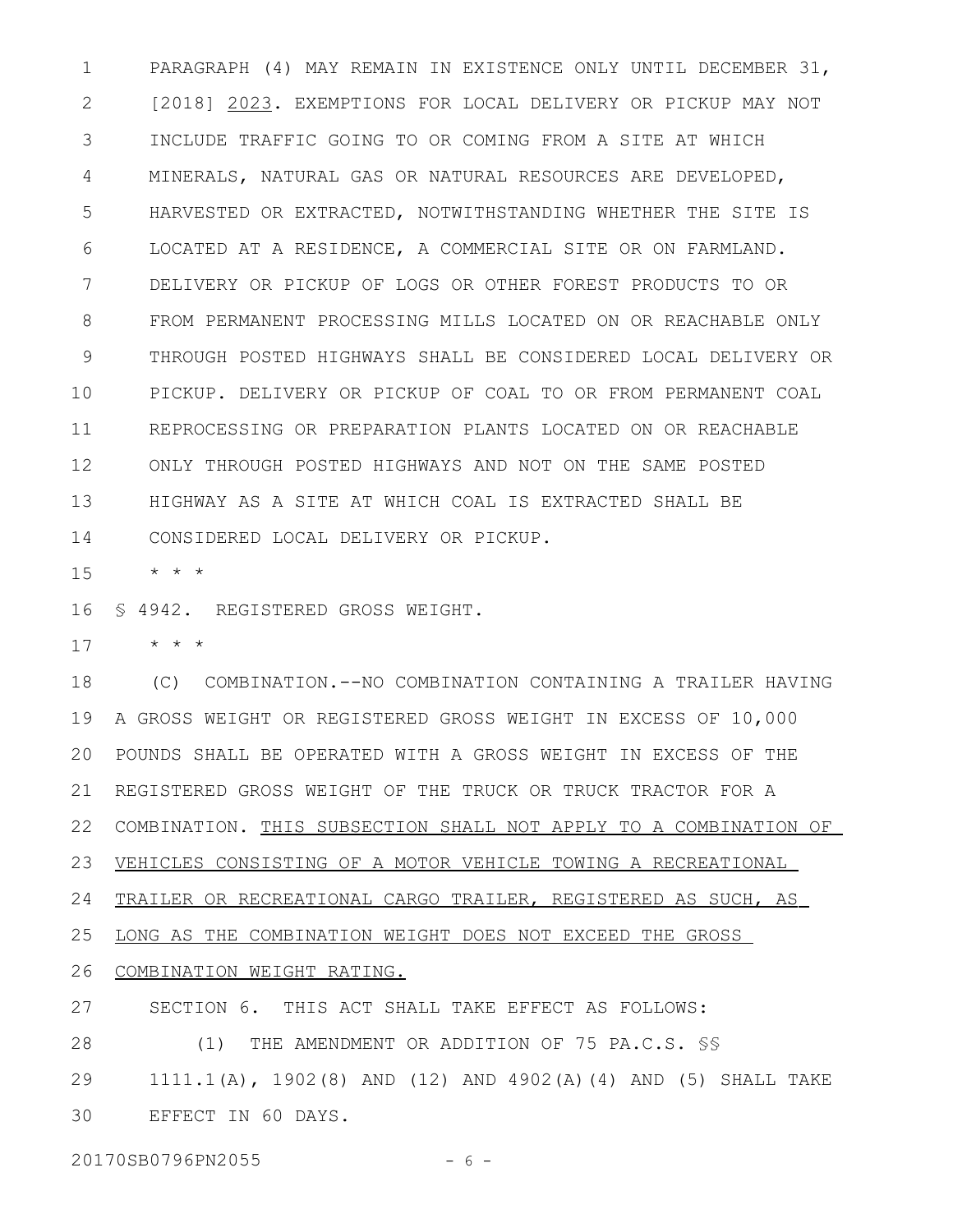PARAGRAPH (4) MAY REMAIN IN EXISTENCE ONLY UNTIL DECEMBER 31, [2018] <u>2023</u>. EXEMPTIONS FOR LOCAL DELIVERY OR PICKUP MAY NOT INCLUDE TRAFFIC GOING TO OR COMING FROM A SITE AT WHICH MINERALS, NATURAL GAS OR NATURAL RESOURCES ARE DEVELOPED, HARVESTED OR EXTRACTED, NOTWITHSTANDING WHETHER THE SITE IS LOCATED AT A RESIDENCE, A COMMERCIAL SITE OR ON FARMLAND. DELIVERY OR PICKUP OF LOGS OR OTHER FOREST PRODUCTS TO OR FROM PERMANENT PROCESSING MILLS LOCATED ON OR REACHABLE ONLY THROUGH POSTED HIGHWAYS SHALL BE CONSIDERED LOCAL DELIVERY OR PICKUP. DELIVERY OR PICKUP OF COAL TO OR FROM PERMANENT COAL REPROCESSING OR PREPARATION PLANTS LOCATED ON OR REACHABLE ONLY THROUGH POSTED HIGHWAYS AND NOT ON THE SAME POSTED HIGHWAY AS A SITE AT WHICH COAL IS EXTRACTED SHALL BE CONSIDERED LOCAL DELIVERY OR PICKUP.

* * *

§ 4942. REGISTERED GROSS WEIGHT.

* * *

(C) COMBINATION.--NO COMBINATION CONTAINING A TRAILER HAVING A GROSS WEIGHT OR REGISTERED GROSS WEIGHT IN EXCESS OF 10,000 POUNDS SHALL BE OPERATED WITH A GROSS WEIGHT IN EXCESS OF THE REGISTERED GROSS WEIGHT OF THE TRUCK OR TRUCK TRACTOR FOR A COMBINATION. <u>THIS SUBSECTION SHALL NOT APPLY TO A COMBINATION OF VEHICLES CONSISTING OF A MOTOR VEHICLE TOWING A RECREATIONAL TRAILER OR RECREATIONAL CARGO TRAILER, REGISTERED AS SUCH, AS LONG AS THE COMBINATION WEIGHT DOES NOT EXCEED THE GROSS COMBINATION WEIGHT RATING.</u>

SECTION 6. THIS ACT SHALL TAKE EFFECT AS FOLLOWS:

(1) THE AMENDMENT OR ADDITION OF 75 PA.C.S. §§ 1111.1(A), 1902(8) AND (12) AND 4902(A)(4) AND (5) SHALL TAKE EFFECT IN 60 DAYS.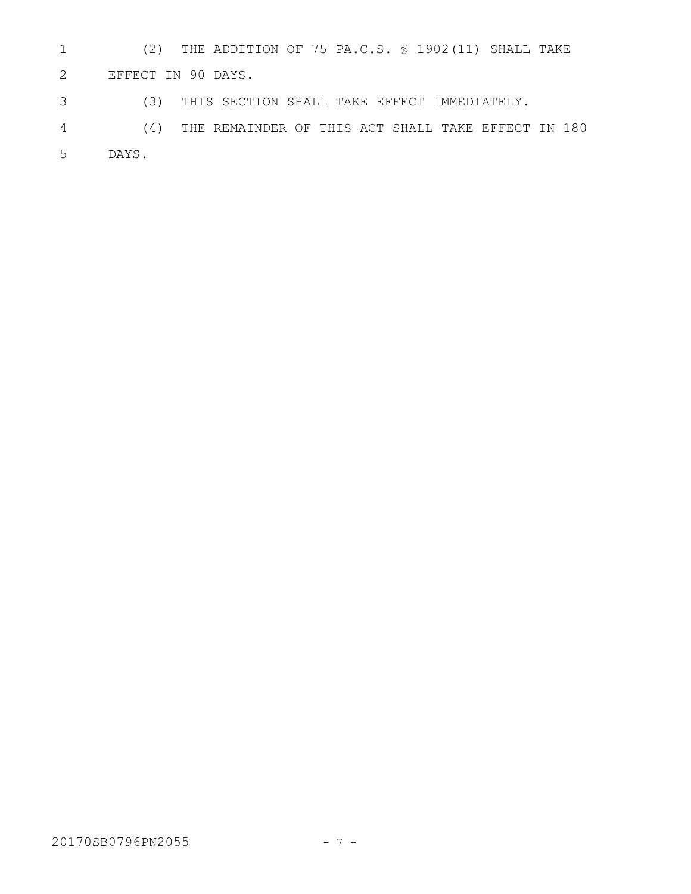(2) THE ADDITION OF 75 PA.C.S. § 1902(11) SHALL TAKE EFFECT IN 90 DAYS.

(3) THIS SECTION SHALL TAKE EFFECT IMMEDIATELY.

(4) THE REMAINDER OF THIS ACT SHALL TAKE EFFECT IN 180 DAYS.